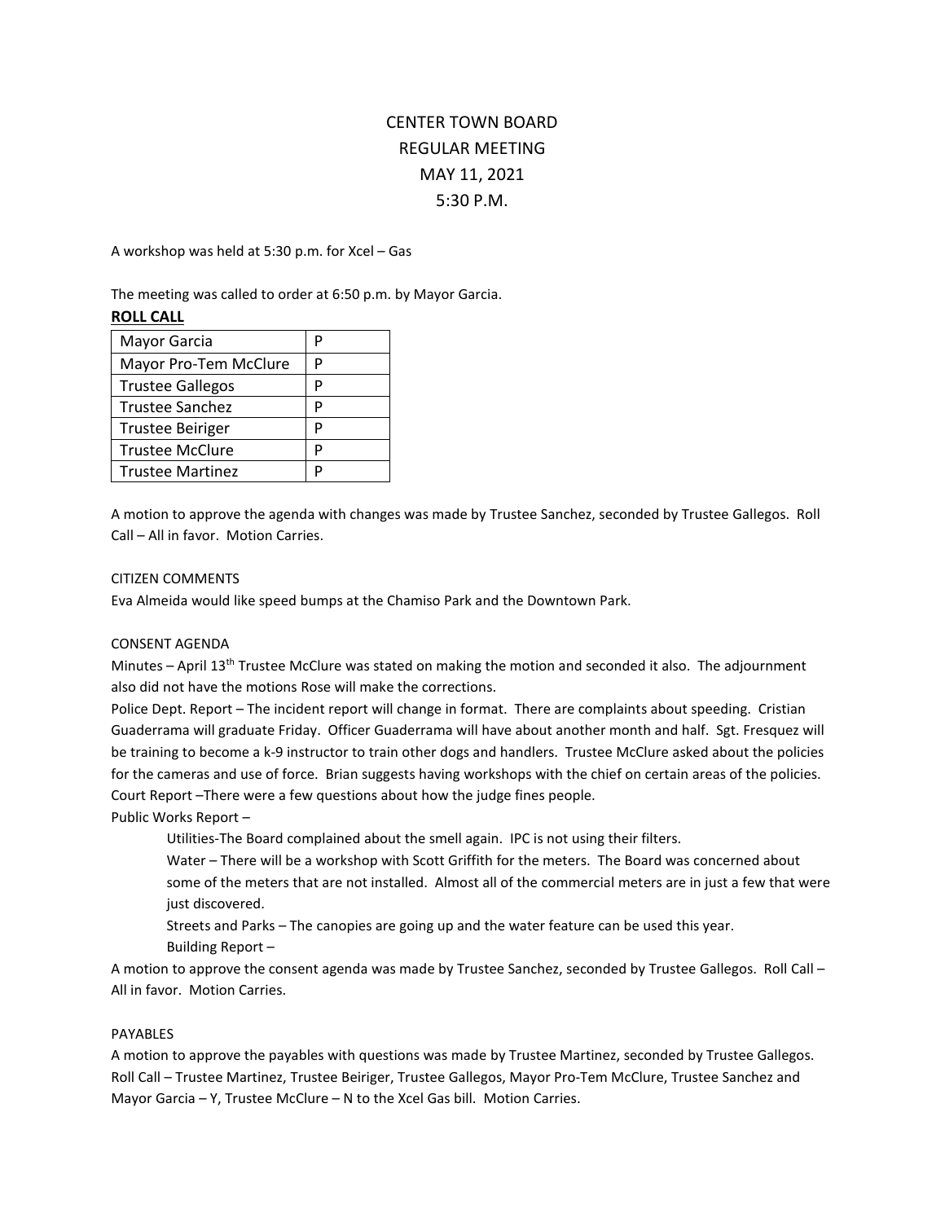# CENTER TOWN BOARD
## REGULAR MEETING
## MAY 11, 2021
## 5:30 P.M.

A workshop was held at 5:30 p.m. for Xcel – Gas

The meeting was called to order at 6:50 p.m. by Mayor Garcia.

**ROLL CALL**

| | |
|---|---|
| Mayor Garcia | P |
| Mayor Pro-Tem McClure | P |
| Trustee Gallegos | P |
| Trustee Sanchez | P |
| Trustee Beiriger | P |
| Trustee McClure | P |
| Trustee Martinez | P |

A motion to approve the agenda with changes was made by Trustee Sanchez, seconded by Trustee Gallegos. Roll Call – All in favor. Motion Carries.

CITIZEN COMMENTS

Eva Almeida would like speed bumps at the Chamiso Park and the Downtown Park.

CONSENT AGENDA

Minutes – April 13th Trustee McClure was stated on making the motion and seconded it also. The adjournment also did not have the motions Rose will make the corrections.

Police Dept. Report – The incident report will change in format. There are complaints about speeding. Cristian Guaderrama will graduate Friday. Officer Guaderrama will have about another month and half. Sgt. Fresquez will be training to become a k-9 instructor to train other dogs and handlers. Trustee McClure asked about the policies for the cameras and use of force. Brian suggests having workshops with the chief on certain areas of the policies.

Court Report –There were a few questions about how the judge fines people.

Public Works Report –

Utilities-The Board complained about the smell again. IPC is not using their filters.

Water – There will be a workshop with Scott Griffith for the meters. The Board was concerned about some of the meters that are not installed. Almost all of the commercial meters are in just a few that were just discovered.

Streets and Parks – The canopies are going up and the water feature can be used this year.

Building Report –

A motion to approve the consent agenda was made by Trustee Sanchez, seconded by Trustee Gallegos. Roll Call – All in favor. Motion Carries.

PAYABLES

A motion to approve the payables with questions was made by Trustee Martinez, seconded by Trustee Gallegos. Roll Call – Trustee Martinez, Trustee Beiriger, Trustee Gallegos, Mayor Pro-Tem McClure, Trustee Sanchez and Mayor Garcia – Y, Trustee McClure – N to the Xcel Gas bill. Motion Carries.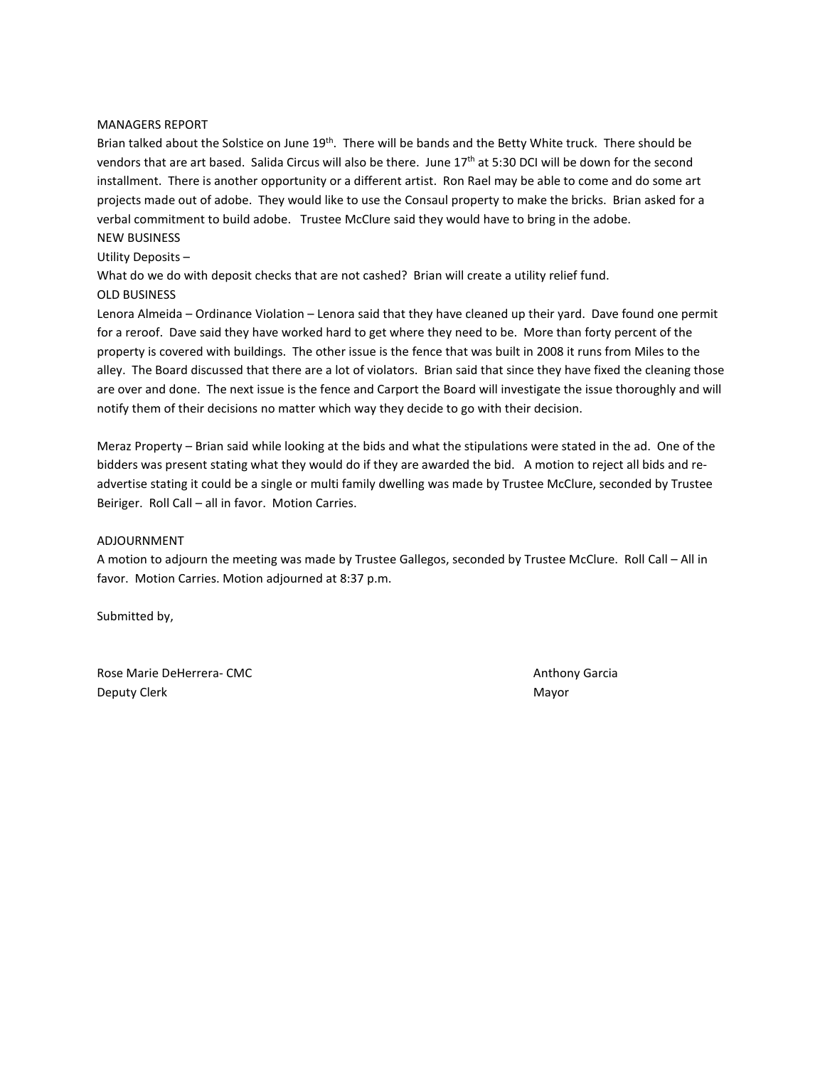MANAGERS REPORT

Brian talked about the Solstice on June 19th. There will be bands and the Betty White truck. There should be vendors that are art based. Salida Circus will also be there. June 17th at 5:30 DCI will be down for the second installment. There is another opportunity or a different artist. Ron Rael may be able to come and do some art projects made out of adobe. They would like to use the Consaul property to make the bricks. Brian asked for a verbal commitment to build adobe. Trustee McClure said they would have to bring in the adobe.

NEW BUSINESS

Utility Deposits –

What do we do with deposit checks that are not cashed? Brian will create a utility relief fund.

OLD BUSINESS

Lenora Almeida – Ordinance Violation – Lenora said that they have cleaned up their yard. Dave found one permit for a reroof. Dave said they have worked hard to get where they need to be. More than forty percent of the property is covered with buildings. The other issue is the fence that was built in 2008 it runs from Miles to the alley. The Board discussed that there are a lot of violators. Brian said that since they have fixed the cleaning those are over and done. The next issue is the fence and Carport the Board will investigate the issue thoroughly and will notify them of their decisions no matter which way they decide to go with their decision.

Meraz Property – Brian said while looking at the bids and what the stipulations were stated in the ad. One of the bidders was present stating what they would do if they are awarded the bid. A motion to reject all bids and re-advertise stating it could be a single or multi family dwelling was made by Trustee McClure, seconded by Trustee Beiriger. Roll Call – all in favor. Motion Carries.

ADJOURNMENT

A motion to adjourn the meeting was made by Trustee Gallegos, seconded by Trustee McClure. Roll Call – All in favor. Motion Carries. Motion adjourned at 8:37 p.m.

Submitted by,

Rose Marie DeHerrera- CMC
Deputy Clerk

Anthony Garcia
Mayor